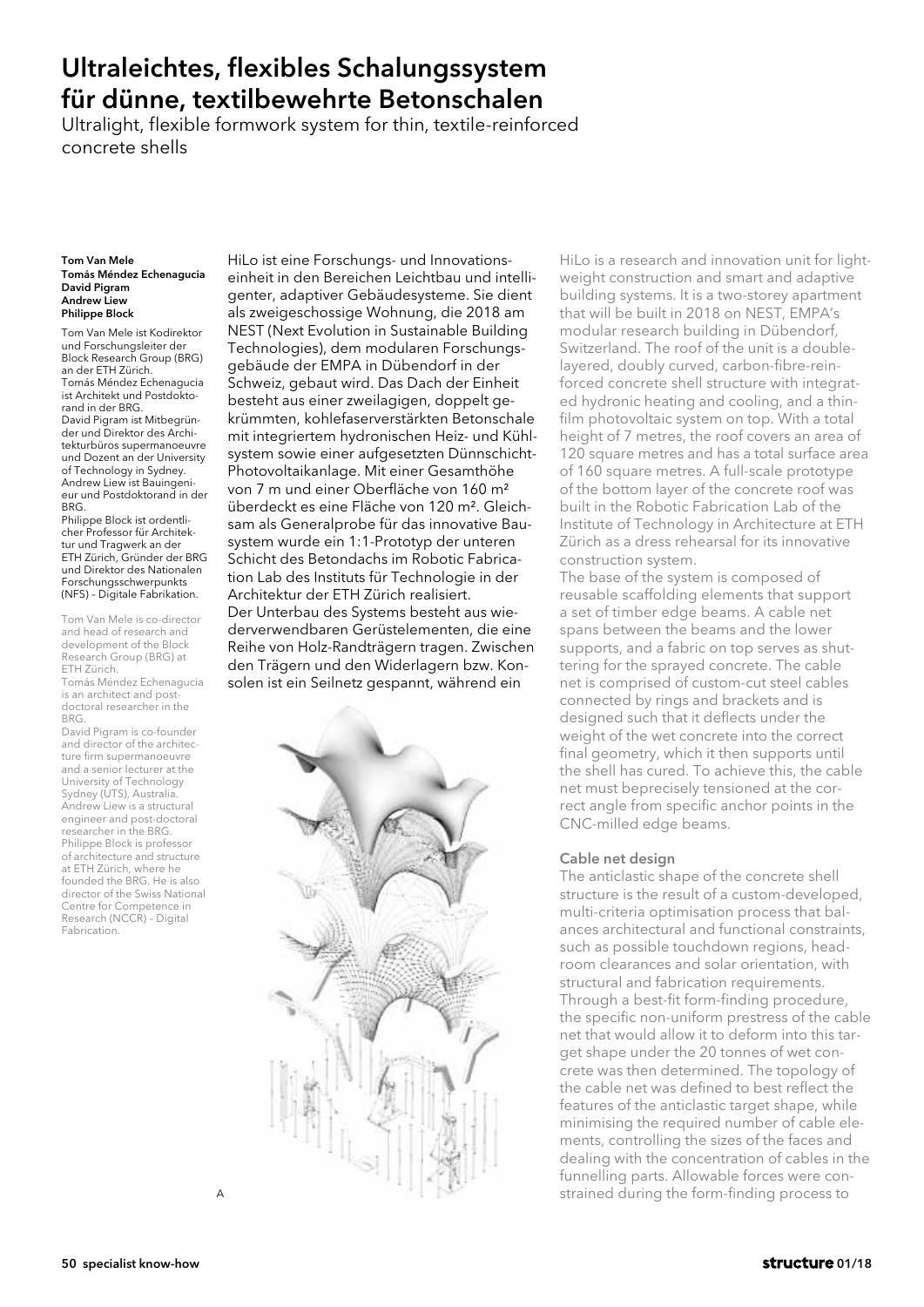# Ultraleichtes, flexibles Schalungssystem für dünne, textilbewehrte Betonschalen

Ultralight, flexible formwork system for thin, textile-reinforced concrete shells

**Tom Van Mele**
**Tomás Méndez Echenagucia**
**David Pigram**
**Andrew Liew**
**Philippe Block**

Tom Van Mele ist Kodirektor und Forschungsleiter der Block Research Group (BRG) an der ETH Zürich.
Tomás Méndez Echenagucia ist Architekt und Postdoktorand in der BRG.
David Pigram ist Mitbegründer und Direktor des Architekturbüros supermanoeuvre und Dozent an der University of Technology in Sydney.
Andrew Liew ist Bauingenieur und Postdoktorand in der BRG.
Philippe Block ist ordentlicher Professor für Architektur und Tragwerk an der ETH Zürich, Gründer der BRG und Direktor des Nationalen Forschungsschwerpunkts (NFS) – Digitale Fabrikation.

Tom Van Mele is co-director and head of research and development of the Block Research Group (BRG) at ETH Zürich.
Tomás Méndez Echenagucia is an architect and post-doctoral researcher in the BRG.
David Pigram is co-founder and director of the architecture firm supermanoeuvre and a senior lecturer at the University of Technology Sydney (UTS), Australia.
Andrew Liew is a structural engineer and post-doctoral researcher in the BRG.
Philippe Block is professor of architecture and structure at ETH Zürich, where he founded the BRG. He is also director of the Swiss National Centre for Competence in Research (NCCR) – Digital Fabrication.

HiLo ist eine Forschungs- und Innovationseinheit in den Bereichen Leichtbau und intelligenter, adaptiver Gebäudesysteme. Sie dient als zweigeschossige Wohnung, die 2018 am NEST (Next Evolution in Sustainable Building Technologies), dem modularen Forschungsgebäude der EMPA in Dübendorf in der Schweiz, gebaut wird. Das Dach der Einheit besteht aus einer zweilagigen, doppelt gekrümmten, kohlefaserverstärkten Betonschale mit integriertem hydronischen Heiz- und Kühlsystem sowie einer aufgesetzten Dünnschicht-Photovoltaikanlage. Mit einer Gesamthöhe von 7 m und einer Oberfläche von 160 m² überdeckt es eine Fläche von 120 m². Gleichsam als Generalprobe für das innovative Bausystem wurde ein 1:1-Prototyp der unteren Schicht des Betondachs im Robotic Fabrication Lab des Instituts für Technologie in der Architektur der ETH Zürich realisiert.
Der Unterbau des Systems besteht aus wiederverwendbaren Gerüstelementen, die eine Reihe von Holz-Randträgern tragen. Zwischen den Trägern und den Widerlagern bzw. Konsolen ist ein Seilnetz gespannt, während ein

A

HiLo is a research and innovation unit for lightweight construction and smart and adaptive building systems. It is a two-storey apartment that will be built in 2018 on NEST, EMPA's modular research building in Dübendorf, Switzerland. The roof of the unit is a double-layered, doubly curved, carbon-fibre-reinforced concrete shell structure with integrated hydronic heating and cooling, and a thin-film photovoltaic system on top. With a total height of 7 metres, the roof covers an area of 120 square metres and has a total surface area of 160 square metres. A full-scale prototype of the bottom layer of the concrete roof was built in the Robotic Fabrication Lab of the Institute of Technology in Architecture at ETH Zürich as a dress rehearsal for its innovative construction system.
The base of the system is composed of reusable scaffolding elements that support a set of timber edge beams. A cable net spans between the beams and the lower supports, and a fabric on top serves as shuttering for the sprayed concrete. The cable net is comprised of custom-cut steel cables connected by rings and brackets and is designed such that it deflects under the weight of the wet concrete into the correct final geometry, which it then supports until the shell has cured. To achieve this, the cable net must beprecisely tensioned at the correct angle from specific anchor points in the CNC-milled edge beams.

### Cable net design

The anticlastic shape of the concrete shell structure is the result of a custom-developed, multi-criteria optimisation process that balances architectural and functional constraints, such as possible touchdown regions, headroom clearances and solar orientation, with structural and fabrication requirements. Through a best-fit form-finding procedure, the specific non-uniform prestress of the cable net that would allow it to deform into this target shape under the 20 tonnes of wet concrete was then determined. The topology of the cable net was defined to best reflect the features of the anticlastic target shape, while minimising the required number of cable elements, controlling the sizes of the faces and dealing with the concentration of cables in the funnelling parts. Allowable forces were constrained during the form-finding process to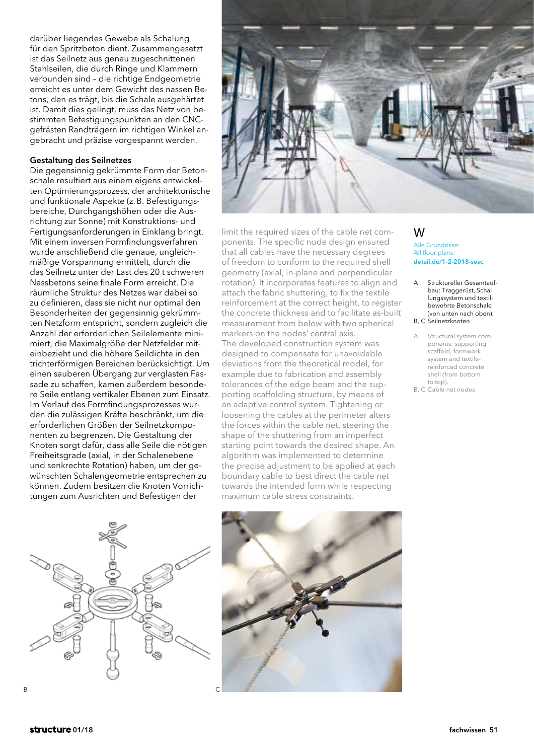darüber liegendes Gewebe als Schalung für den Spritzbeton dient. Zusammengesetzt ist das Seilnetz aus genau zugeschnittenen Stahlseilen, die durch Ringe und Klammern verbunden sind – die richtige Endgeometrie erreicht es unter dem Gewicht des nassen Betons, den es trägt, bis die Schale ausgehärtet ist. Damit dies gelingt, muss das Netz von bestimmten Befestigungspunkten an den CNC-gefrästen Randträgern im richtigen Winkel angebracht und präzise vorgespannt werden.

**Gestaltung des Seilnetzes**

Die gegensinnig gekrümmte Form der Betonschale resultiert aus einem eigens entwickelten Optimierungsprozess, der architektonische und funktionale Aspekte (z. B. Befestigungsbereiche, Durchgangshöhen oder die Ausrichtung zur Sonne) mit Konstruktions- und Fertigungsanforderungen in Einklang bringt. Mit einem inversen Formfindungsverfahren wurde anschließend die genaue, ungleichmäßige Vorspannung ermittelt, durch die das Seilnetz unter der Last des 20 t schweren Nassbetons seine finale Form erreicht. Die räumliche Struktur des Netzes war dabei so zu definieren, dass sie nicht nur optimal den Besonderheiten der gegensinnig gekrümmten Netzform entspricht, sondern zugleich die Anzahl der erforderlichen Seilelemente minimiert, die Maximalgröße der Netzfelder miteinbezieht und die höhere Seildichte in den trichterförmigen Bereichen berücksichtigt. Um einen sauberen Übergang zur verglasten Fassade zu schaffen, kamen außerdem besondere Seile entlang vertikaler Ebenen zum Einsatz. Im Verlauf des Formfindungsprozesses wurden die zulässigen Kräfte beschränkt, um die erforderlichen Größen der Seilnetzkomponenten zu begrenzen. Die Gestaltung der Knoten sorgt dafür, dass alle Seile die nötigen Freiheitsgrade (axial, in der Schalenebene und senkrechte Rotation) haben, um der gewünschten Schalengeometrie entsprechen zu können. Zudem besitzen die Knoten Vorrichtungen zum Ausrichten und Befestigen der

limit the required sizes of the cable net components. The specific node design ensured that all cables have the necessary degrees of freedom to conform to the required shell geometry (axial, in-plane and perpendicular rotation). It incorporates features to align and attach the fabric shuttering, to fix the textile reinforcement at the correct height, to register the concrete thickness and to facilitate as-built measurement from below with two spherical markers on the nodes' central axis.
The developed construction system was designed to compensate for unavoidable deviations from the theoretical model, for example due to fabrication and assembly tolerances of the edge beam and the supporting scaffolding structure, by means of an adaptive control system. Tightening or loosening the cables at the perimeter alters the forces within the cable net, steering the shape of the shuttering from an imperfect starting point towards the desired shape. An algorithm was implemented to determine the precise adjustment to be applied at each boundary cable to best direct the cable net towards the intended form while respecting maximum cable stress constraints.

W

Alle Grundrisse:
All floor plans:
**detail.de/1-2-2018-sesc**

A Struktureller Gesamtaufbau: Traggerüst, Schalungssystem und textilbewehrte Betonschale (von unten nach oben).
B, C Seilnetzknoten

A Structural system components: supporting scaffold, formwork system and textile-reinforced concrete shell (from bottom to top).
B, C Cable net nodes

B

C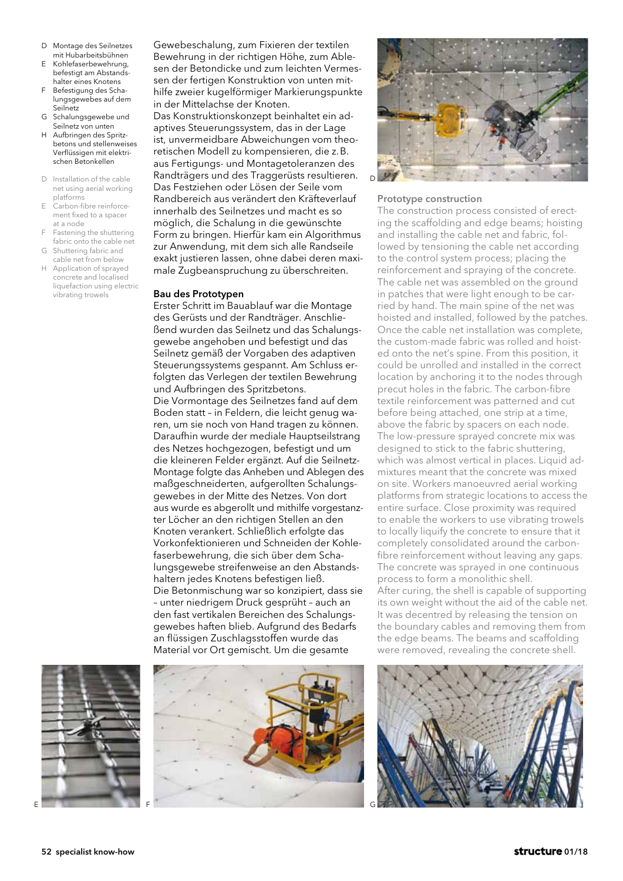D Montage des Seilnetzes mit Hubarbeitsbühnen
E Kohlefaserbewehrung, befestigt am Abstandshalter eines Knotens
F Befestigung des Schalungsgewebes auf dem Seilnetz
G Schalungsgewebe und Seilnetz von unten
H Aufbringen des Spritzbetons und stellenweises Verflüssigen mit elektrischen Betonkellen

D Installation of the cable net using aerial working platforms
E Carbon-fibre reinforcement fixed to a spacer at a node
F Fastening the shuttering fabric onto the cable net
G Shuttering fabric and cable net from below
H Application of sprayed concrete and localised liquefaction using electric vibrating trowels

Gewebeschalung, zum Fixieren der textilen Bewehrung in der richtigen Höhe, zum Ablesen der Betondicke und zum leichten Vermessen der fertigen Konstruktion von unten mithilfe zweier kugelförmiger Markierungspunkte in der Mittelachse der Knoten.
Das Konstruktionskonzept beinhaltet ein adaptives Steuerungssystem, das in der Lage ist, unvermeidbare Abweichungen vom theoretischen Modell zu kompensieren, die z. B. aus Fertigungs- und Montagetoleranzen des Randträgers und des Traggerüsts resultieren. Das Festziehen oder Lösen der Seile vom Randbereich aus verändert den Kräfteverlauf innerhalb des Seilnetzes und macht es so möglich, die Schalung in die gewünschte Form zu bringen. Hierfür kam ein Algorithmus zur Anwendung, mit dem sich alle Randseile exakt justieren lassen, ohne dabei deren maximale Zugbeanspruchung zu überschreiten.

## Bau des Prototypen

Erster Schritt im Bauablauf war die Montage des Gerüsts und der Randträger. Anschließend wurden das Seilnetz und das Schalungsgewebe angehoben und befestigt und das Seilnetz gemäß der Vorgaben des adaptiven Steuerungssystems gespannt. Am Schluss erfolgten das Verlegen der textilen Bewehrung und Aufbringen des Spritzbetons.
Die Vormontage des Seilnetzes fand auf dem Boden statt – in Feldern, die leicht genug waren, um sie noch von Hand tragen zu können. Daraufhin wurde der mediale Hauptseilstrang des Netzes hochgezogen, befestigt und um die kleineren Felder ergänzt. Auf die Seilnetz-Montage folgte das Anheben und Ablegen des maßgeschneiderten, aufgerollten Schalungsgewebes in der Mitte des Netzes. Von dort aus wurde es abgerollt und mithilfe vorgestanzter Löcher an den richtigen Stellen an den Knoten verankert. Schließlich erfolgte das Vorkonfektionieren und Schneiden der Kohlefaserbewehrung, die sich über dem Schalungsgewebe streifenweise an den Abstandshaltern jedes Knotens befestigen ließ.
Die Betonmischung war so konzipiert, dass sie – unter niedrigem Druck gesprüht – auch an den fast vertikalen Bereichen des Schalungsgewebes haften blieb. Aufgrund des Bedarfs an flüssigen Zuschlagsstoffen wurde das Material vor Ort gemischt. Um die gesamte

## Prototype construction

The construction process consisted of erecting the scaffolding and edge beams; hoisting and installing the cable net and fabric, followed by tensioning the cable net according to the control system process; placing the reinforcement and spraying of the concrete. The cable net was assembled on the ground in patches that were light enough to be carried by hand. The main spine of the net was hoisted and installed, followed by the patches. Once the cable net installation was complete, the custom-made fabric was rolled and hoisted onto the net's spine. From this position, it could be unrolled and installed in the correct location by anchoring it to the nodes through precut holes in the fabric. The carbon-fibre textile reinforcement was patterned and cut before being attached, one strip at a time, above the fabric by spacers on each node. The low-pressure sprayed concrete mix was designed to stick to the fabric shuttering, which was almost vertical in places. Liquid admixtures meant that the concrete was mixed on site. Workers manoeuvred aerial working platforms from strategic locations to access the entire surface. Close proximity was required to enable the workers to use vibrating trowels to locally liquify the concrete to ensure that it completely consolidated around the carbon-fibre reinforcement without leaving any gaps. The concrete was sprayed in one continuous process to form a monolithic shell.
After curing, the shell is capable of supporting its own weight without the aid of the cable net. It was decentred by releasing the tension on the boundary cables and removing them from the edge beams. The beams and scaffolding were removed, revealing the concrete shell.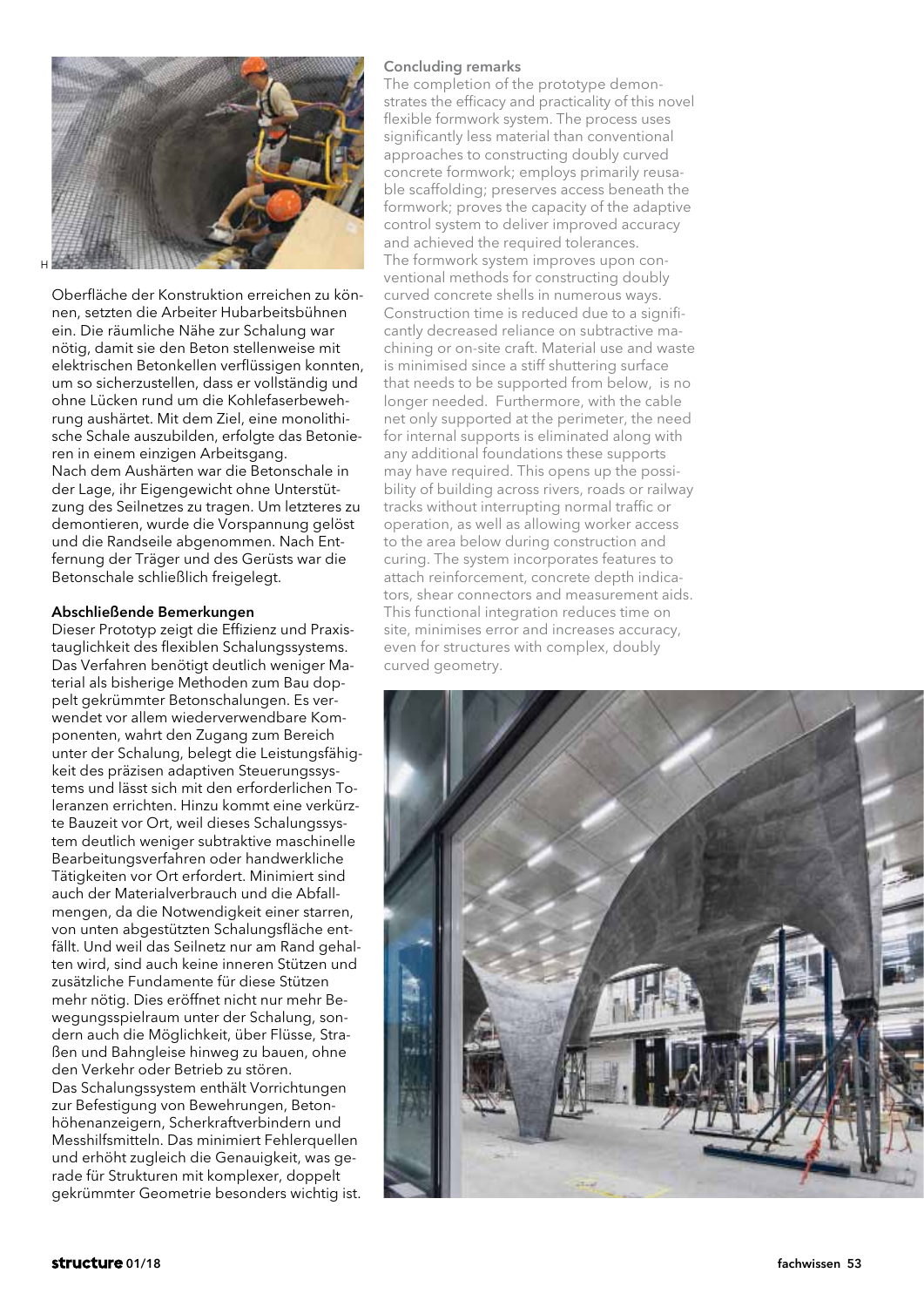H

Oberfläche der Konstruktion erreichen zu können, setzten die Arbeiter Hubarbeitsbühnen ein. Die räumliche Nähe zur Schalung war nötig, damit sie den Beton stellenweise mit elektrischen Betonkellen verflüssigen konnten, um so sicherzustellen, dass er vollständig und ohne Lücken rund um die Kohlefaserbewehrung aushärtet. Mit dem Ziel, eine monolithische Schale auszubilden, erfolgte das Betonieren in einem einzigen Arbeitsgang.
Nach dem Aushärten war die Betonschale in der Lage, ihr Eigengewicht ohne Unterstützung des Seilnetzes zu tragen. Um letzteres zu demontieren, wurde die Vorspannung gelöst und die Randseile abgenommen. Nach Entfernung der Träger und des Gerüsts war die Betonschale schließlich freigelegt.

### Abschließende Bemerkungen

Dieser Prototyp zeigt die Effizienz und Praxistauglichkeit des flexiblen Schalungssystems. Das Verfahren benötigt deutlich weniger Material als bisherige Methoden zum Bau doppelt gekrümmter Betonschalungen. Es verwendet vor allem wiederverwendbare Komponenten, wahrt den Zugang zum Bereich unter der Schalung, belegt die Leistungsfähigkeit des präzisen adaptiven Steuerungssystems und lässt sich mit den erforderlichen Toleranzen errichten. Hinzu kommt eine verkürzte Bauzeit vor Ort, weil dieses Schalungssystem deutlich weniger subtraktive maschinelle Bearbeitungsverfahren oder handwerkliche Tätigkeiten vor Ort erfordert. Minimiert sind auch der Materialverbrauch und die Abfallmengen, da die Notwendigkeit einer starren, von unten abgestützten Schalungsfläche entfällt. Und weil das Seilnetz nur am Rand gehalten wird, sind auch keine inneren Stützen und zusätzliche Fundamente für diese Stützen mehr nötig. Dies eröffnet nicht nur mehr Bewegungsspielraum unter der Schalung, sondern auch die Möglichkeit, über Flüsse, Straßen und Bahngleise hinweg zu bauen, ohne den Verkehr oder Betrieb zu stören.
Das Schalungssystem enthält Vorrichtungen zur Befestigung von Bewehrungen, Betonhöhenanzeigern, Scherkraftverbindern und Messhilfsmitteln. Das minimiert Fehlerquellen und erhöht zugleich die Genauigkeit, was gerade für Strukturen mit komplexer, doppelt gekrümmter Geometrie besonders wichtig ist.

### Concluding remarks

The completion of the prototype demonstrates the efficacy and practicality of this novel flexible formwork system. The process uses significantly less material than conventional approaches to constructing doubly curved concrete formwork; employs primarily reusable scaffolding; preserves access beneath the formwork; proves the capacity of the adaptive control system to deliver improved accuracy and achieved the required tolerances.
The formwork system improves upon conventional methods for constructing doubly curved concrete shells in numerous ways. Construction time is reduced due to a significantly decreased reliance on subtractive machining or on-site craft. Material use and waste is minimised since a stiff shuttering surface that needs to be supported from below, is no longer needed. Furthermore, with the cable net only supported at the perimeter, the need for internal supports is eliminated along with any additional foundations these supports may have required. This opens up the possibility of building across rivers, roads or railway tracks without interrupting normal traffic or operation, as well as allowing worker access to the area below during construction and curing. The system incorporates features to attach reinforcement, concrete depth indicators, shear connectors and measurement aids. This functional integration reduces time on site, minimises error and increases accuracy, even for structures with complex, doubly curved geometry.